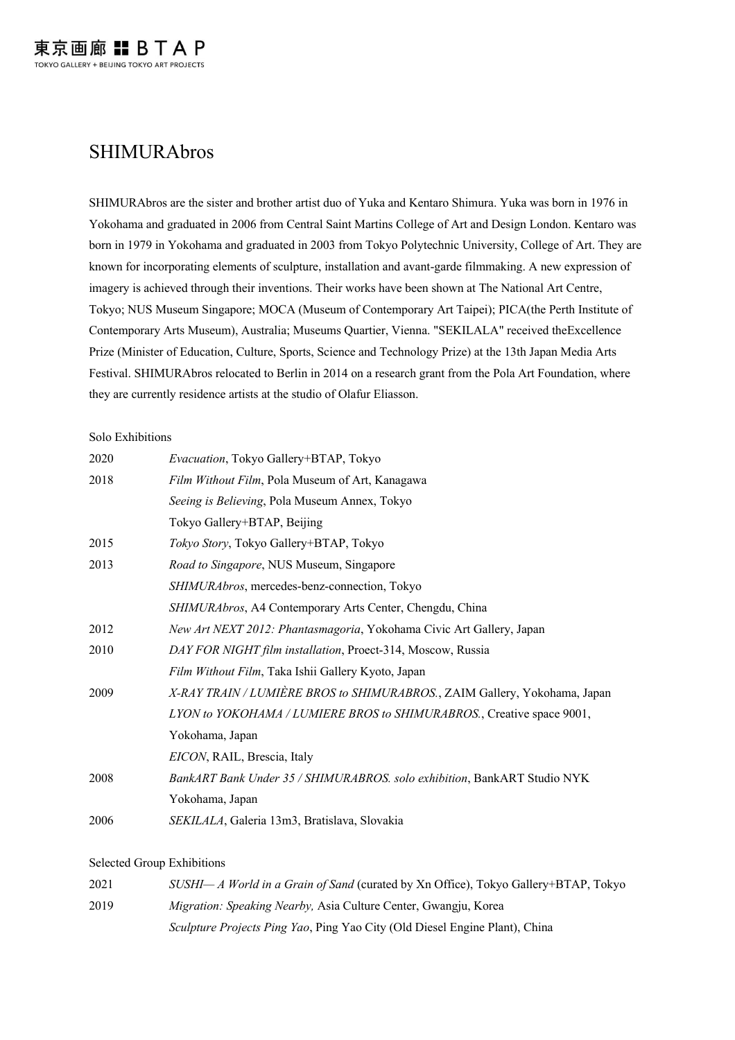# SHIMURAbros

SHIMURAbros are the sister and brother artist duo of Yuka and Kentaro Shimura. Yuka was born in 1976 in Yokohama and graduated in 2006 from Central Saint Martins College of Art and Design London. Kentaro was born in 1979 in Yokohama and graduated in 2003 from Tokyo Polytechnic University, College of Art. They are known for incorporating elements of sculpture, installation and avant-garde filmmaking. A new expression of imagery is achieved through their inventions. Their works have been shown at The National Art Centre, Tokyo; NUS Museum Singapore; MOCA (Museum of Contemporary Art Taipei); PICA(the Perth Institute of Contemporary Arts Museum), Australia; Museums Quartier, Vienna. "SEKILALA" received theExcellence Prize (Minister of Education, Culture, Sports, Science and Technology Prize) at the 13th Japan Media Arts Festival. SHIMURAbros relocated to Berlin in 2014 on a research grant from the Pola Art Foundation, where they are currently residence artists at the studio of Olafur Eliasson.

Solo Exhibitions

| | |
|---|---|
| 2020 | *Evacuation*, Tokyo Gallery+BTAP, Tokyo |
| 2018 | *Film Without Film*, Pola Museum of Art, Kanagawa |
| | *Seeing is Believing*, Pola Museum Annex, Tokyo |
| | Tokyo Gallery+BTAP, Beijing |
| 2015 | *Tokyo Story*, Tokyo Gallery+BTAP, Tokyo |
| 2013 | *Road to Singapore*, NUS Museum, Singapore |
| | *SHIMURAbros*, mercedes-benz-connection, Tokyo |
| | *SHIMURAbros*, A4 Contemporary Arts Center, Chengdu, China |
| 2012 | *New Art NEXT 2012: Phantasmagoria*, Yokohama Civic Art Gallery, Japan |
| 2010 | *DAY FOR NIGHT film installation*, Proect-314, Moscow, Russia |
| | *Film Without Film*, Taka Ishii Gallery Kyoto, Japan |
| 2009 | *X-RAY TRAIN / LUMIÈRE BROS to SHIMURABROS.*, ZAIM Gallery, Yokohama, Japan |
| | *LYON to YOKOHAMA / LUMIERE BROS to SHIMURABROS.*, Creative space 9001, Yokohama, Japan |
| | *EICON*, RAIL, Brescia, Italy |
| 2008 | *BankART Bank Under 35 / SHIMURABROS. solo exhibition*, BankART Studio NYK Yokohama, Japan |
| 2006 | *SEKILALA*, Galeria 13m3, Bratislava, Slovakia |

Selected Group Exhibitions

| | |
|---|---|
| 2021 | *SUSHI— A World in a Grain of Sand* (curated by Xn Office), Tokyo Gallery+BTAP, Tokyo |
| 2019 | *Migration: Speaking Nearby,* Asia Culture Center, Gwangju, Korea |
| | *Sculpture Projects Ping Yao*, Ping Yao City (Old Diesel Engine Plant), China |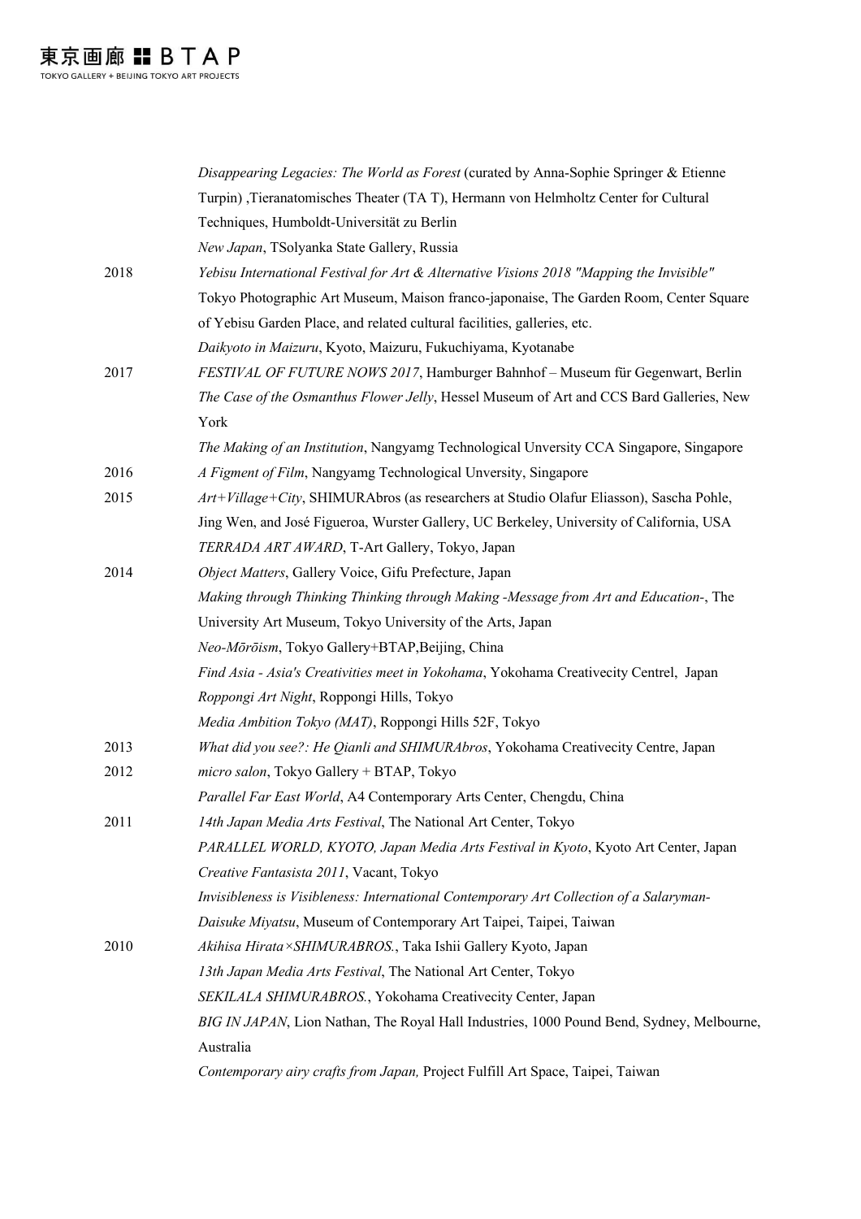| | |
|---|---|
| | *Disappearing Legacies: The World as Forest* (curated by Anna-Sophie Springer & Etienne Turpin) ,Tieranatomisches Theater (TA T), Hermann von Helmholtz Center for Cultural Techniques, Humboldt-Universität zu Berlin |
| | *New Japan*, TSolyanka State Gallery, Russia |
| 2018 | *Yebisu International Festival for Art & Alternative Visions 2018 "Mapping the Invisible"* Tokyo Photographic Art Museum, Maison franco-japonaise, The Garden Room, Center Square of Yebisu Garden Place, and related cultural facilities, galleries, etc. |
| | *Daikyoto in Maizuru*, Kyoto, Maizuru, Fukuchiyama, Kyotanabe |
| 2017 | *FESTIVAL OF FUTURE NOWS 2017*, Hamburger Bahnhof – Museum für Gegenwart, Berlin |
| | *The Case of the Osmanthus Flower Jelly*, Hessel Museum of Art and CCS Bard Galleries, New York |
| | *The Making of an Institution*, Nangyamg Technological Unversity CCA Singapore, Singapore |
| 2016 | *A Figment of Film*, Nangyamg Technological Unversity, Singapore |
| 2015 | *Art+Village+City*, SHIMURAbros (as researchers at Studio Olafur Eliasson), Sascha Pohle, Jing Wen, and José Figueroa, Wurster Gallery, UC Berkeley, University of California, USA |
| | *TERRADA ART AWARD*, T-Art Gallery, Tokyo, Japan |
| 2014 | *Object Matters*, Gallery Voice, Gifu Prefecture, Japan |
| | *Making through Thinking Thinking through Making -Message from Art and Education-*, The University Art Museum, Tokyo University of the Arts, Japan |
| | *Neo-Mōrōism*, Tokyo Gallery+BTAP,Beijing, China |
| | *Find Asia - Asia's Creativities meet in Yokohama*, Yokohama Creativecity Centrel, Japan |
| | *Roppongi Art Night*, Roppongi Hills, Tokyo |
| | *Media Ambition Tokyo (MAT)*, Roppongi Hills 52F, Tokyo |
| 2013 | *What did you see?: He Qianli and SHIMURAbros*, Yokohama Creativecity Centre, Japan |
| 2012 | *micro salon*, Tokyo Gallery + BTAP, Tokyo |
| | *Parallel Far East World*, A4 Contemporary Arts Center, Chengdu, China |
| 2011 | *14th Japan Media Arts Festival*, The National Art Center, Tokyo |
| | *PARALLEL WORLD, KYOTO, Japan Media Arts Festival in Kyoto*, Kyoto Art Center, Japan |
| | *Creative Fantasista 2011*, Vacant, Tokyo |
| | *Invisibleness is Visibleness: International Contemporary Art Collection of a Salaryman-Daisuke Miyatsu*, Museum of Contemporary Art Taipei, Taipei, Taiwan |
| 2010 | *Akihisa Hirata×SHIMURABROS.*, Taka Ishii Gallery Kyoto, Japan |
| | *13th Japan Media Arts Festival*, The National Art Center, Tokyo |
| | *SEKILALA SHIMURABROS.*, Yokohama Creativecity Center, Japan |
| | *BIG IN JAPAN*, Lion Nathan, The Royal Hall Industries, 1000 Pound Bend, Sydney, Melbourne, Australia |
| | *Contemporary airy crafts from Japan,* Project Fulfill Art Space, Taipei, Taiwan |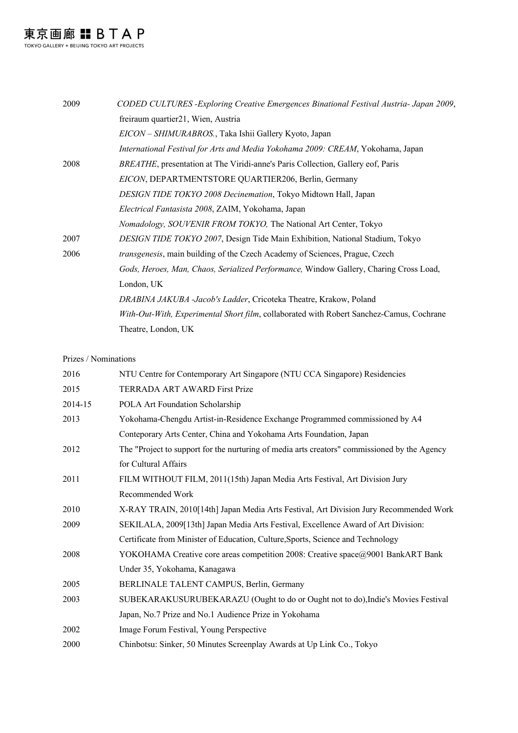| | |
|---|---|
| 2009 | *CODED CULTURES -Exploring Creative Emergences Binational Festival Austria- Japan 2009*, freiraum quartier21, Wien, Austria |
| | *EICON – SHIMURABROS.*, Taka Ishii Gallery Kyoto, Japan |
| | *International Festival for Arts and Media Yokohama 2009: CREAM*, Yokohama, Japan |
| 2008 | *BREATHE*, presentation at The Viridi-anne's Paris Collection, Gallery eof, Paris |
| | *EICON*, DEPARTMENTSTORE QUARTIER206, Berlin, Germany |
| | *DESIGN TIDE TOKYO 2008 Decinemation*, Tokyo Midtown Hall, Japan |
| | *Electrical Fantasista 2008*, ZAIM, Yokohama, Japan |
| | *Nomadology, SOUVENIR FROM TOKYO,* The National Art Center, Tokyo |
| 2007 | *DESIGN TIDE TOKYO 2007*, Design Tide Main Exhibition, National Stadium, Tokyo |
| 2006 | *transgenesis*, main building of the Czech Academy of Sciences, Prague, Czech |
| | *Gods, Heroes, Man, Chaos, Serialized Performance,* Window Gallery, Charing Cross Load, London, UK |
| | *DRABINA JAKUBA -Jacob's Ladder*, Cricoteka Theatre, Krakow, Poland |
| | *With-Out-With, Experimental Short film*, collaborated with Robert Sanchez-Camus, Cochrane Theatre, London, UK |

Prizes / Nominations

| | |
|---|---|
| 2016 | NTU Centre for Contemporary Art Singapore (NTU CCA Singapore) Residencies |
| 2015 | TERRADA ART AWARD First Prize |
| 2014-15 | POLA Art Foundation Scholarship |
| 2013 | Yokohama-Chengdu Artist-in-Residence Exchange Programmed commissioned by A4 Conteporary Arts Center, China and Yokohama Arts Foundation, Japan |
| 2012 | The "Project to support for the nurturing of media arts creators" commissioned by the Agency for Cultural Affairs |
| 2011 | FILM WITHOUT FILM, 2011(15th) Japan Media Arts Festival, Art Division Jury Recommended Work |
| 2010 | X-RAY TRAIN, 2010[14th] Japan Media Arts Festival, Art Division Jury Recommended Work |
| 2009 | SEKILALA, 2009[13th] Japan Media Arts Festival, Excellence Award of Art Division: Certificate from Minister of Education, Culture,Sports, Science and Technology |
| 2008 | YOKOHAMA Creative core areas competition 2008: Creative space@9001 BankART Bank Under 35, Yokohama, Kanagawa |
| 2005 | BERLINALE TALENT CAMPUS, Berlin, Germany |
| 2003 | SUBEKARAKUSURUBEKARAZU (Ought to do or Ought not to do),Indie's Movies Festival Japan, No.7 Prize and No.1 Audience Prize in Yokohama |
| 2002 | Image Forum Festival, Young Perspective |
| 2000 | Chinbotsu: Sinker, 50 Minutes Screenplay Awards at Up Link Co., Tokyo |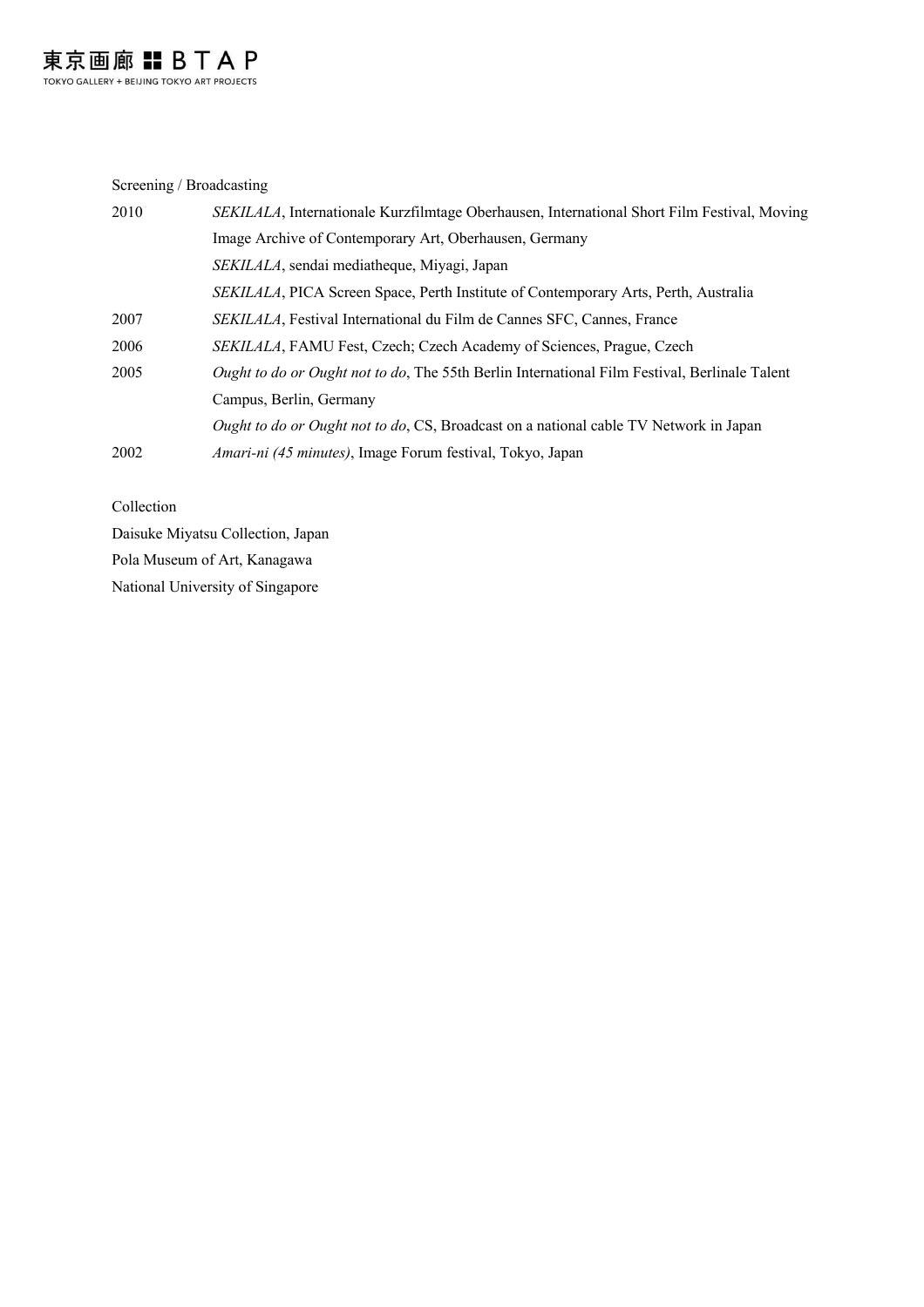Screening / Broadcasting

| | |
|---|---|
| 2010 | *SEKILALA*, Internationale Kurzfilmtage Oberhausen, International Short Film Festival, Moving Image Archive of Contemporary Art, Oberhausen, Germany |
| | *SEKILALA*, sendai mediatheque, Miyagi, Japan |
| | *SEKILALA*, PICA Screen Space, Perth Institute of Contemporary Arts, Perth, Australia |
| 2007 | *SEKILALA*, Festival International du Film de Cannes SFC, Cannes, France |
| 2006 | *SEKILALA*, FAMU Fest, Czech; Czech Academy of Sciences, Prague, Czech |
| 2005 | *Ought to do or Ought not to do*, The 55th Berlin International Film Festival, Berlinale Talent Campus, Berlin, Germany |
| | *Ought to do or Ought not to do*, CS, Broadcast on a national cable TV Network in Japan |
| 2002 | *Amari-ni (45 minutes)*, Image Forum festival, Tokyo, Japan |

Collection

Daisuke Miyatsu Collection, Japan

Pola Museum of Art, Kanagawa

National University of Singapore